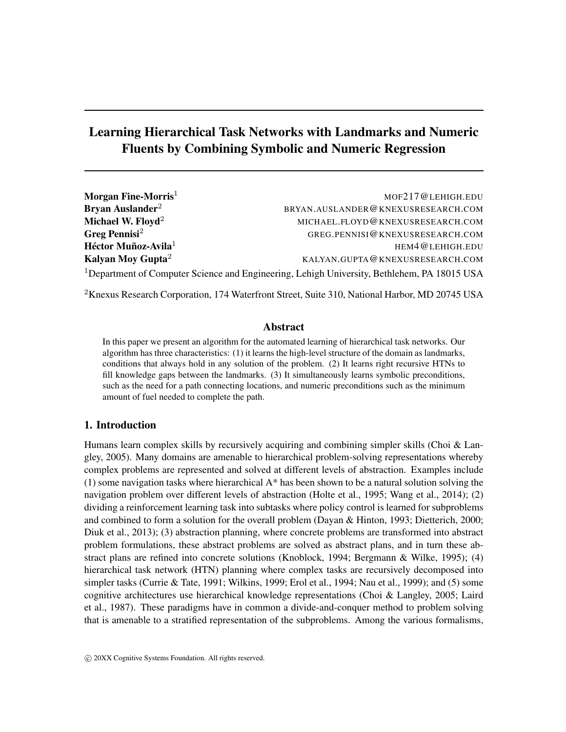# Learning Hierarchical Task Networks with Landmarks and Numeric Fluents by Combining Symbolic and Numeric Regression

**Morgan Fine-Morris**[1] MOF217@LEHIGH.EDU
**Bryan Auslander**[2] BRYAN.AUSLANDER@KNEXUSRESEARCH.COM
**Michael W. Floyd**[2] MICHAEL.FLOYD@KNEXUSRESEARCH.COM
**Greg Pennisi**[2] GREG.PENNISI@KNEXUSRESEARCH.COM
**Héctor Muñoz-Avila**[1] HEM4@LEHIGH.EDU
**Kalyan Moy Gupta**[2] KALYAN.GUPTA@KNEXUSRESEARCH.COM

[1]Department of Computer Science and Engineering, Lehigh University, Bethlehem, PA 18015 USA

[2]Knexus Research Corporation, 174 Waterfront Street, Suite 310, National Harbor, MD 20745 USA

## Abstract

In this paper we present an algorithm for the automated learning of hierarchical task networks. Our algorithm has three characteristics: (1) it learns the high-level structure of the domain as landmarks, conditions that always hold in any solution of the problem. (2) It learns right recursive HTNs to fill knowledge gaps between the landmarks. (3) It simultaneously learns symbolic preconditions, such as the need for a path connecting locations, and numeric preconditions such as the minimum amount of fuel needed to complete the path.

## 1. Introduction

Humans learn complex skills by recursively acquiring and combining simpler skills (Choi & Langley, 2005). Many domains are amenable to hierarchical problem-solving representations whereby complex problems are represented and solved at different levels of abstraction. Examples include (1) some navigation tasks where hierarchical A* has been shown to be a natural solution solving the navigation problem over different levels of abstraction (Holte et al., 1995; Wang et al., 2014); (2) dividing a reinforcement learning task into subtasks where policy control is learned for subproblems and combined to form a solution for the overall problem (Dayan & Hinton, 1993; Dietterich, 2000; Diuk et al., 2013); (3) abstraction planning, where concrete problems are transformed into abstract problem formulations, these abstract problems are solved as abstract plans, and in turn these abstract plans are refined into concrete solutions (Knoblock, 1994; Bergmann & Wilke, 1995); (4) hierarchical task network (HTN) planning where complex tasks are recursively decomposed into simpler tasks (Currie & Tate, 1991; Wilkins, 1999; Erol et al., 1994; Nau et al., 1999); and (5) some cognitive architectures use hierarchical knowledge representations (Choi & Langley, 2005; Laird et al., 1987). These paradigms have in common a divide-and-conquer method to problem solving that is amenable to a stratified representation of the subproblems. Among the various formalisms,

© 20XX Cognitive Systems Foundation. All rights reserved.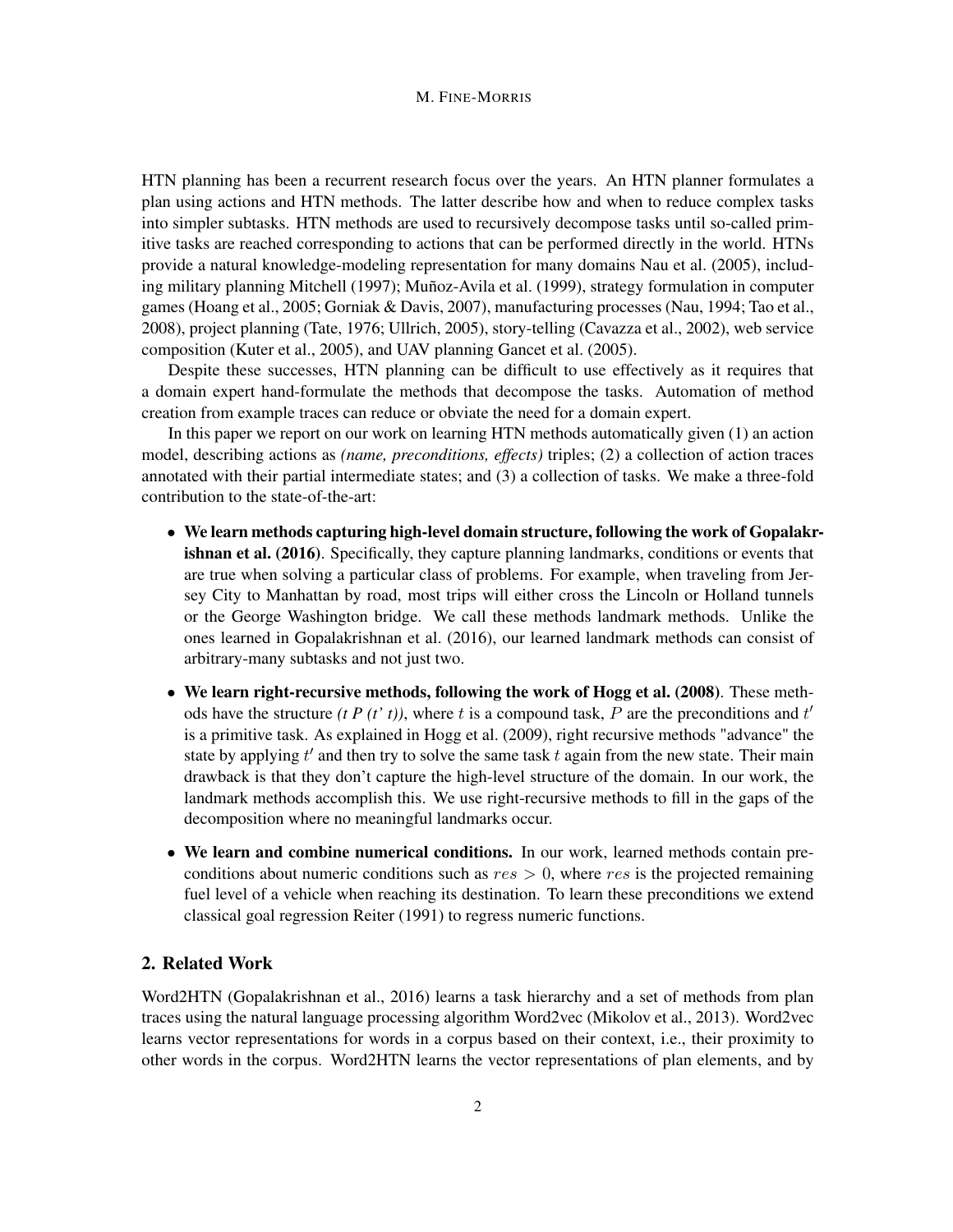HTN planning has been a recurrent research focus over the years. An HTN planner formulates a plan using actions and HTN methods. The latter describe how and when to reduce complex tasks into simpler subtasks. HTN methods are used to recursively decompose tasks until so-called primitive tasks are reached corresponding to actions that can be performed directly in the world. HTNs provide a natural knowledge-modeling representation for many domains Nau et al. (2005), including military planning Mitchell (1997); Muñoz-Avila et al. (1999), strategy formulation in computer games (Hoang et al., 2005; Gorniak & Davis, 2007), manufacturing processes (Nau, 1994; Tao et al., 2008), project planning (Tate, 1976; Ullrich, 2005), story-telling (Cavazza et al., 2002), web service composition (Kuter et al., 2005), and UAV planning Gancet et al. (2005).

Despite these successes, HTN planning can be difficult to use effectively as it requires that a domain expert hand-formulate the methods that decompose the tasks. Automation of method creation from example traces can reduce or obviate the need for a domain expert.

In this paper we report on our work on learning HTN methods automatically given (1) an action model, describing actions as *(name, preconditions, effects)* triples; (2) a collection of action traces annotated with their partial intermediate states; and (3) a collection of tasks. We make a three-fold contribution to the state-of-the-art:

- **We learn methods capturing high-level domain structure, following the work of Gopalakrishnan et al. (2016)**. Specifically, they capture planning landmarks, conditions or events that are true when solving a particular class of problems. For example, when traveling from Jersey City to Manhattan by road, most trips will either cross the Lincoln or Holland tunnels or the George Washington bridge. We call these methods landmark methods. Unlike the ones learned in Gopalakrishnan et al. (2016), our learned landmark methods can consist of arbitrary-many subtasks and not just two.

- **We learn right-recursive methods, following the work of Hogg et al. (2008)**. These methods have the structure *(t P (t' t))*, where $t$ is a compound task, $P$ are the preconditions and $t'$ is a primitive task. As explained in Hogg et al. (2009), right recursive methods "advance" the state by applying $t'$ and then try to solve the same task $t$ again from the new state. Their main drawback is that they don't capture the high-level structure of the domain. In our work, the landmark methods accomplish this. We use right-recursive methods to fill in the gaps of the decomposition where no meaningful landmarks occur.

- **We learn and combine numerical conditions.** In our work, learned methods contain preconditions about numeric conditions such as $res > 0$, where $res$ is the projected remaining fuel level of a vehicle when reaching its destination. To learn these preconditions we extend classical goal regression Reiter (1991) to regress numeric functions.

## 2. Related Work

Word2HTN (Gopalakrishnan et al., 2016) learns a task hierarchy and a set of methods from plan traces using the natural language processing algorithm Word2vec (Mikolov et al., 2013). Word2vec learns vector representations for words in a corpus based on their context, i.e., their proximity to other words in the corpus. Word2HTN learns the vector representations of plan elements, and by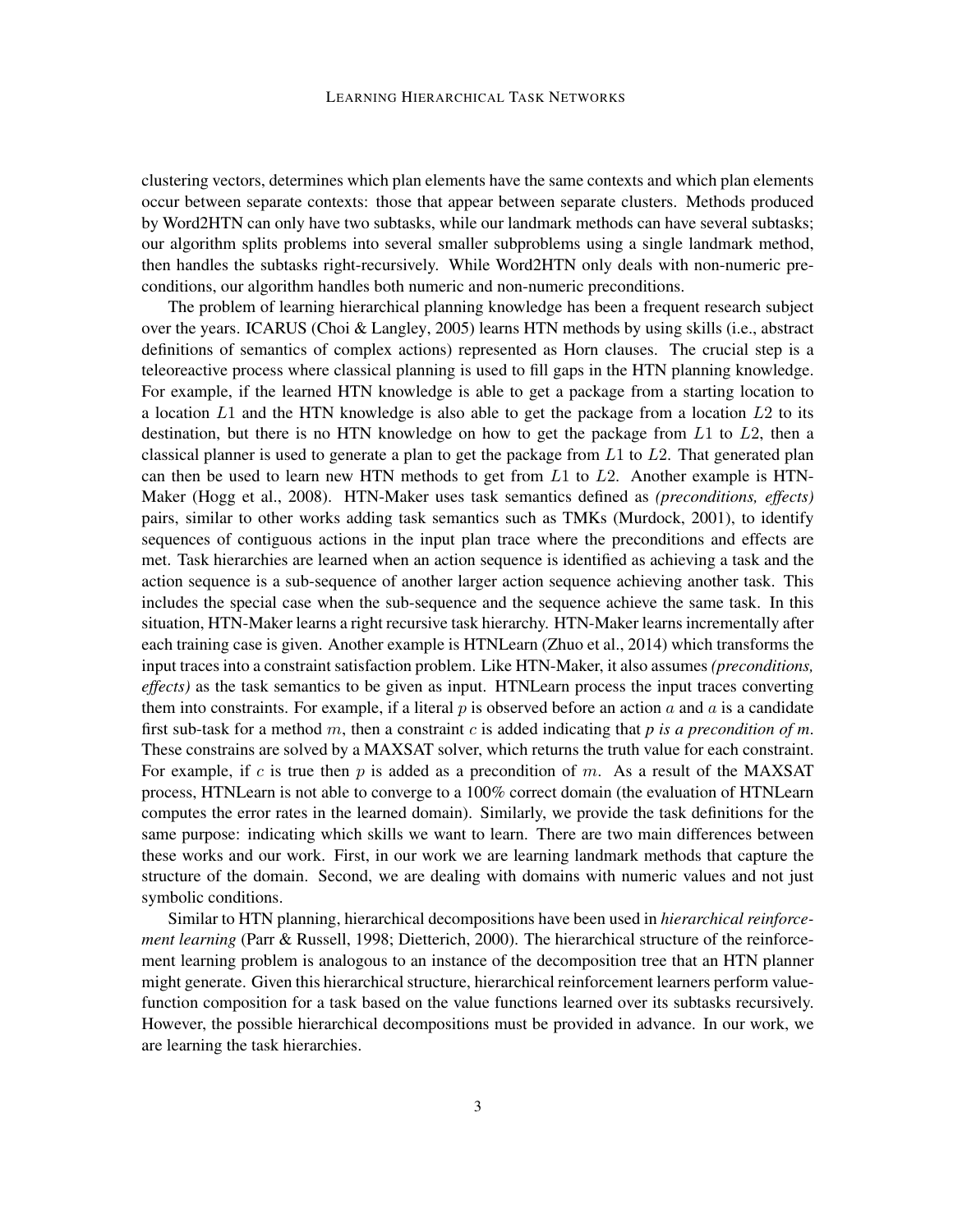clustering vectors, determines which plan elements have the same contexts and which plan elements occur between separate contexts: those that appear between separate clusters. Methods produced by Word2HTN can only have two subtasks, while our landmark methods can have several subtasks; our algorithm splits problems into several smaller subproblems using a single landmark method, then handles the subtasks right-recursively. While Word2HTN only deals with non-numeric preconditions, our algorithm handles both numeric and non-numeric preconditions.

The problem of learning hierarchical planning knowledge has been a frequent research subject over the years. ICARUS (Choi & Langley, 2005) learns HTN methods by using skills (i.e., abstract definitions of semantics of complex actions) represented as Horn clauses. The crucial step is a teleoreactive process where classical planning is used to fill gaps in the HTN planning knowledge. For example, if the learned HTN knowledge is able to get a package from a starting location to a location $L1$ and the HTN knowledge is also able to get the package from a location $L2$ to its destination, but there is no HTN knowledge on how to get the package from $L1$ to $L2$, then a classical planner is used to generate a plan to get the package from $L1$ to $L2$. That generated plan can then be used to learn new HTN methods to get from $L1$ to $L2$. Another example is HTN-Maker (Hogg et al., 2008). HTN-Maker uses task semantics defined as *(preconditions, effects)* pairs, similar to other works adding task semantics such as TMKs (Murdock, 2001), to identify sequences of contiguous actions in the input plan trace where the preconditions and effects are met. Task hierarchies are learned when an action sequence is identified as achieving a task and the action sequence is a sub-sequence of another larger action sequence achieving another task. This includes the special case when the sub-sequence and the sequence achieve the same task. In this situation, HTN-Maker learns a right recursive task hierarchy. HTN-Maker learns incrementally after each training case is given. Another example is HTNLearn (Zhuo et al., 2014) which transforms the input traces into a constraint satisfaction problem. Like HTN-Maker, it also assumes *(preconditions, effects)* as the task semantics to be given as input. HTNLearn process the input traces converting them into constraints. For example, if a literal $p$ is observed before an action $a$ and $a$ is a candidate first sub-task for a method $m$, then a constraint $c$ is added indicating that *$p$ is a precondition of $m$*. These constrains are solved by a MAXSAT solver, which returns the truth value for each constraint. For example, if $c$ is true then $p$ is added as a precondition of $m$. As a result of the MAXSAT process, HTNLearn is not able to converge to a 100% correct domain (the evaluation of HTNLearn computes the error rates in the learned domain). Similarly, we provide the task definitions for the same purpose: indicating which skills we want to learn. There are two main differences between these works and our work. First, in our work we are learning landmark methods that capture the structure of the domain. Second, we are dealing with domains with numeric values and not just symbolic conditions.

Similar to HTN planning, hierarchical decompositions have been used in *hierarchical reinforcement learning* (Parr & Russell, 1998; Dietterich, 2000). The hierarchical structure of the reinforcement learning problem is analogous to an instance of the decomposition tree that an HTN planner might generate. Given this hierarchical structure, hierarchical reinforcement learners perform value-function composition for a task based on the value functions learned over its subtasks recursively. However, the possible hierarchical decompositions must be provided in advance. In our work, we are learning the task hierarchies.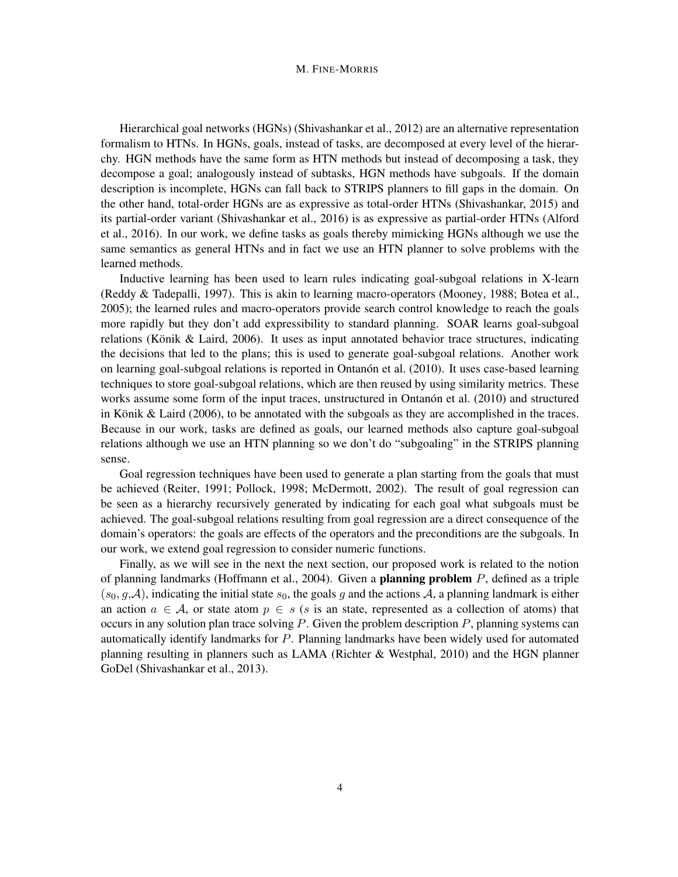Hierarchical goal networks (HGNs) (Shivashankar et al., 2012) are an alternative representation formalism to HTNs. In HGNs, goals, instead of tasks, are decomposed at every level of the hierarchy. HGN methods have the same form as HTN methods but instead of decomposing a task, they decompose a goal; analogously instead of subtasks, HGN methods have subgoals. If the domain description is incomplete, HGNs can fall back to STRIPS planners to fill gaps in the domain. On the other hand, total-order HGNs are as expressive as total-order HTNs (Shivashankar, 2015) and its partial-order variant (Shivashankar et al., 2016) is as expressive as partial-order HTNs (Alford et al., 2016). In our work, we define tasks as goals thereby mimicking HGNs although we use the same semantics as general HTNs and in fact we use an HTN planner to solve problems with the learned methods.

Inductive learning has been used to learn rules indicating goal-subgoal relations in X-learn (Reddy & Tadepalli, 1997). This is akin to learning macro-operators (Mooney, 1988; Botea et al., 2005); the learned rules and macro-operators provide search control knowledge to reach the goals more rapidly but they don't add expressibility to standard planning. SOAR learns goal-subgoal relations (Könik & Laird, 2006). It uses as input annotated behavior trace structures, indicating the decisions that led to the plans; this is used to generate goal-subgoal relations. Another work on learning goal-subgoal relations is reported in Ontanón et al. (2010). It uses case-based learning techniques to store goal-subgoal relations, which are then reused by using similarity metrics. These works assume some form of the input traces, unstructured in Ontanón et al. (2010) and structured in Könik & Laird (2006), to be annotated with the subgoals as they are accomplished in the traces. Because in our work, tasks are defined as goals, our learned methods also capture goal-subgoal relations although we use an HTN planning so we don't do "subgoaling" in the STRIPS planning sense.

Goal regression techniques have been used to generate a plan starting from the goals that must be achieved (Reiter, 1991; Pollock, 1998; McDermott, 2002). The result of goal regression can be seen as a hierarchy recursively generated by indicating for each goal what subgoals must be achieved. The goal-subgoal relations resulting from goal regression are a direct consequence of the domain's operators: the goals are effects of the operators and the preconditions are the subgoals. In our work, we extend goal regression to consider numeric functions.

Finally, as we will see in the next the next section, our proposed work is related to the notion of planning landmarks (Hoffmann et al., 2004). Given a **planning problem** $P$, defined as a triple $(s_0, g, \mathcal{A})$, indicating the initial state $s_0$, the goals $g$ and the actions $\mathcal{A}$, a planning landmark is either an action $a \in \mathcal{A}$, or state atom $p \in s$ ($s$ is an state, represented as a collection of atoms) that occurs in any solution plan trace solving $P$. Given the problem description $P$, planning systems can automatically identify landmarks for $P$. Planning landmarks have been widely used for automated planning resulting in planners such as LAMA (Richter & Westphal, 2010) and the HGN planner GoDel (Shivashankar et al., 2013).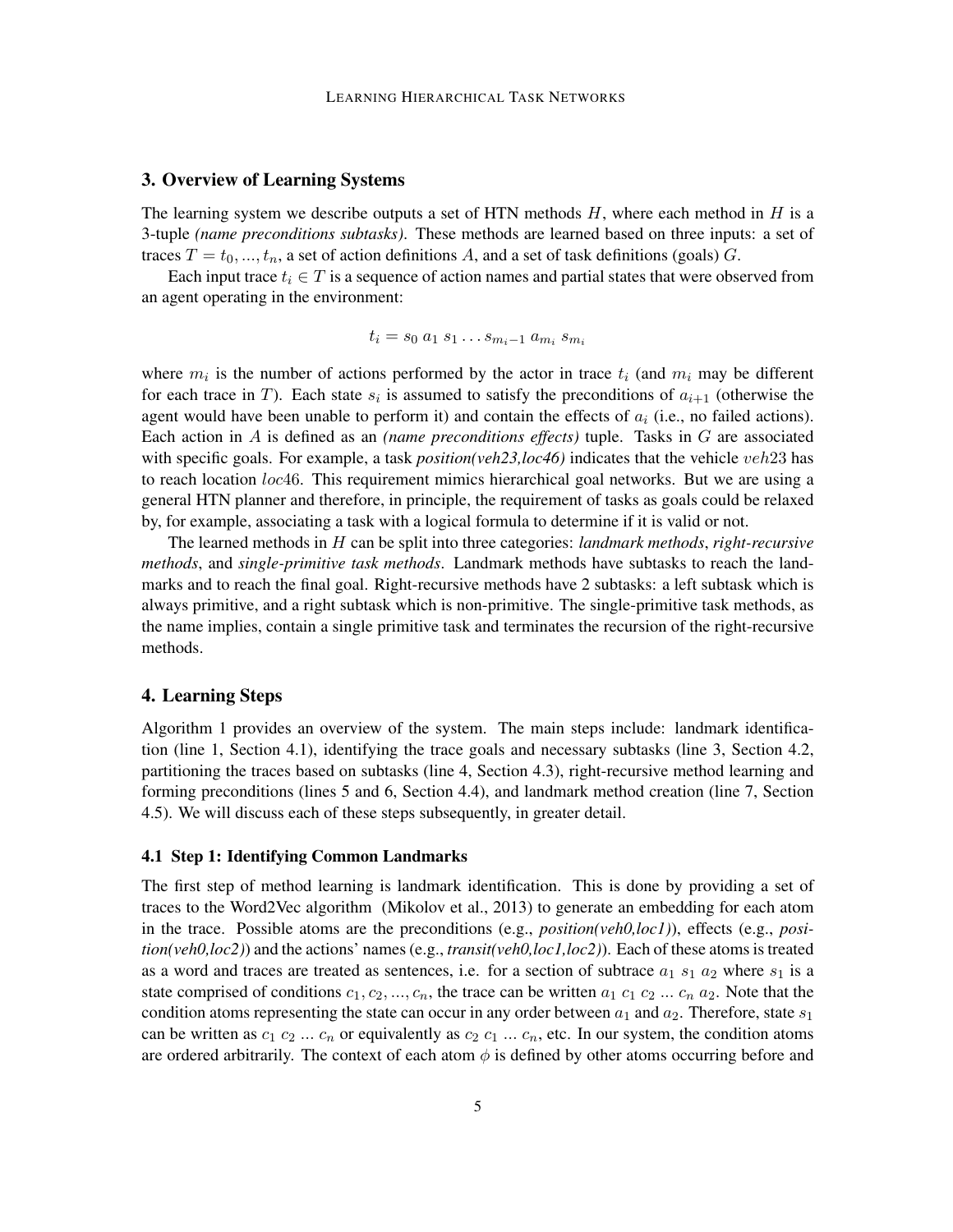## 3. Overview of Learning Systems

The learning system we describe outputs a set of HTN methods $H$, where each method in $H$ is a 3-tuple *(name preconditions subtasks)*. These methods are learned based on three inputs: a set of traces $T = t_0, ..., t_n$, a set of action definitions $A$, and a set of task definitions (goals) $G$.

Each input trace $t_i \in T$ is a sequence of action names and partial states that were observed from an agent operating in the environment:

$$t_i = s_0\ a_1\ s_1 \ldots s_{m_i - 1}\ a_{m_i}\ s_{m_i}$$

where $m_i$ is the number of actions performed by the actor in trace $t_i$ (and $m_i$ may be different for each trace in $T$). Each state $s_i$ is assumed to satisfy the preconditions of $a_{i+1}$ (otherwise the agent would have been unable to perform it) and contain the effects of $a_i$ (i.e., no failed actions). Each action in $A$ is defined as an *(name preconditions effects)* tuple. Tasks in $G$ are associated with specific goals. For example, a task *position(veh23,loc46)* indicates that the vehicle $veh23$ has to reach location $loc46$. This requirement mimics hierarchical goal networks. But we are using a general HTN planner and therefore, in principle, the requirement of tasks as goals could be relaxed by, for example, associating a task with a logical formula to determine if it is valid or not.

The learned methods in $H$ can be split into three categories: *landmark methods*, *right-recursive methods*, and *single-primitive task methods*. Landmark methods have subtasks to reach the landmarks and to reach the final goal. Right-recursive methods have 2 subtasks: a left subtask which is always primitive, and a right subtask which is non-primitive. The single-primitive task methods, as the name implies, contain a single primitive task and terminates the recursion of the right-recursive methods.

## 4. Learning Steps

Algorithm 1 provides an overview of the system. The main steps include: landmark identification (line 1, Section 4.1), identifying the trace goals and necessary subtasks (line 3, Section 4.2, partitioning the traces based on subtasks (line 4, Section 4.3), right-recursive method learning and forming preconditions (lines 5 and 6, Section 4.4), and landmark method creation (line 7, Section 4.5). We will discuss each of these steps subsequently, in greater detail.

### 4.1 Step 1: Identifying Common Landmarks

The first step of method learning is landmark identification. This is done by providing a set of traces to the Word2Vec algorithm (Mikolov et al., 2013) to generate an embedding for each atom in the trace. Possible atoms are the preconditions (e.g., *position(veh0,loc1)*), effects (e.g., *position(veh0,loc2)*) and the actions' names (e.g., *transit(veh0,loc1,loc2)*). Each of these atoms is treated as a word and traces are treated as sentences, i.e. for a section of subtrace $a_1\ s_1\ a_2$ where $s_1$ is a state comprised of conditions $c_1, c_2, ..., c_n$, the trace can be written $a_1\ c_1\ c_2\ ...\ c_n\ a_2$. Note that the condition atoms representing the state can occur in any order between $a_1$ and $a_2$. Therefore, state $s_1$ can be written as $c_1\ c_2\ ...\ c_n$ or equivalently as $c_2\ c_1\ ...\ c_n$, etc. In our system, the condition atoms are ordered arbitrarily. The context of each atom $\phi$ is defined by other atoms occurring before and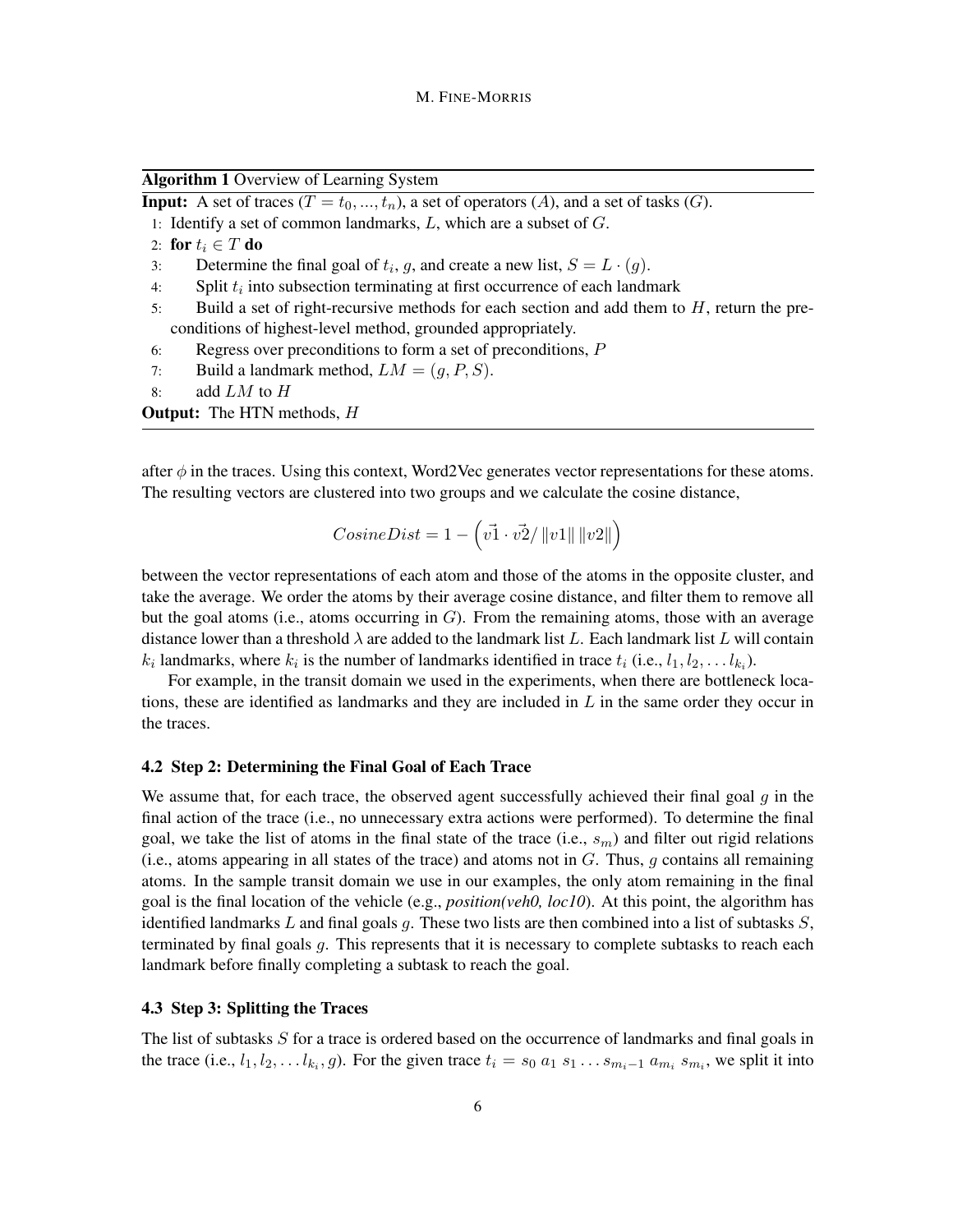**Algorithm 1** Overview of Learning System

**Input:** A set of traces ($T = t_0, ..., t_n$), a set of operators ($A$), and a set of tasks ($G$).

1: Identify a set of common landmarks, $L$, which are a subset of $G$.
2: **for** $t_i \in T$ **do**
3: Determine the final goal of $t_i$, $g$, and create a new list, $S = L \cdot (g)$.
4: Split $t_i$ into subsection terminating at first occurrence of each landmark
5: Build a set of right-recursive methods for each section and add them to $H$, return the preconditions of highest-level method, grounded appropriately.
6: Regress over preconditions to form a set of preconditions, $P$
7: Build a landmark method, $LM = (g, P, S)$.
8: add $LM$ to $H$

**Output:** The HTN methods, $H$

after $\phi$ in the traces. Using this context, Word2Vec generates vector representations for these atoms. The resulting vectors are clustered into two groups and we calculate the cosine distance,

$$CosineDist = 1 - \left(\vec{v1} \cdot \vec{v2} / \|v1\| \|v2\|\right)$$

between the vector representations of each atom and those of the atoms in the opposite cluster, and take the average. We order the atoms by their average cosine distance, and filter them to remove all but the goal atoms (i.e., atoms occurring in $G$). From the remaining atoms, those with an average distance lower than a threshold $\lambda$ are added to the landmark list $L$. Each landmark list $L$ will contain $k_i$ landmarks, where $k_i$ is the number of landmarks identified in trace $t_i$ (i.e., $l_1, l_2, \ldots l_{k_i}$).

For example, in the transit domain we used in the experiments, when there are bottleneck locations, these are identified as landmarks and they are included in $L$ in the same order they occur in the traces.

### 4.2 Step 2: Determining the Final Goal of Each Trace

We assume that, for each trace, the observed agent successfully achieved their final goal $g$ in the final action of the trace (i.e., no unnecessary extra actions were performed). To determine the final goal, we take the list of atoms in the final state of the trace (i.e., $s_m$) and filter out rigid relations (i.e., atoms appearing in all states of the trace) and atoms not in $G$. Thus, $g$ contains all remaining atoms. In the sample transit domain we use in our examples, the only atom remaining in the final goal is the final location of the vehicle (e.g., *position(veh0, loc10)*. At this point, the algorithm has identified landmarks $L$ and final goals $g$. These two lists are then combined into a list of subtasks $S$, terminated by final goals $g$. This represents that it is necessary to complete subtasks to reach each landmark before finally completing a subtask to reach the goal.

### 4.3 Step 3: Splitting the Traces

The list of subtasks $S$ for a trace is ordered based on the occurrence of landmarks and final goals in the trace (i.e., $l_1, l_2, \ldots l_{k_i}, g$). For the given trace $t_i = s_0\ a_1\ s_1 \ldots s_{m_i-1}\ a_{m_i}\ s_{m_i}$, we split it into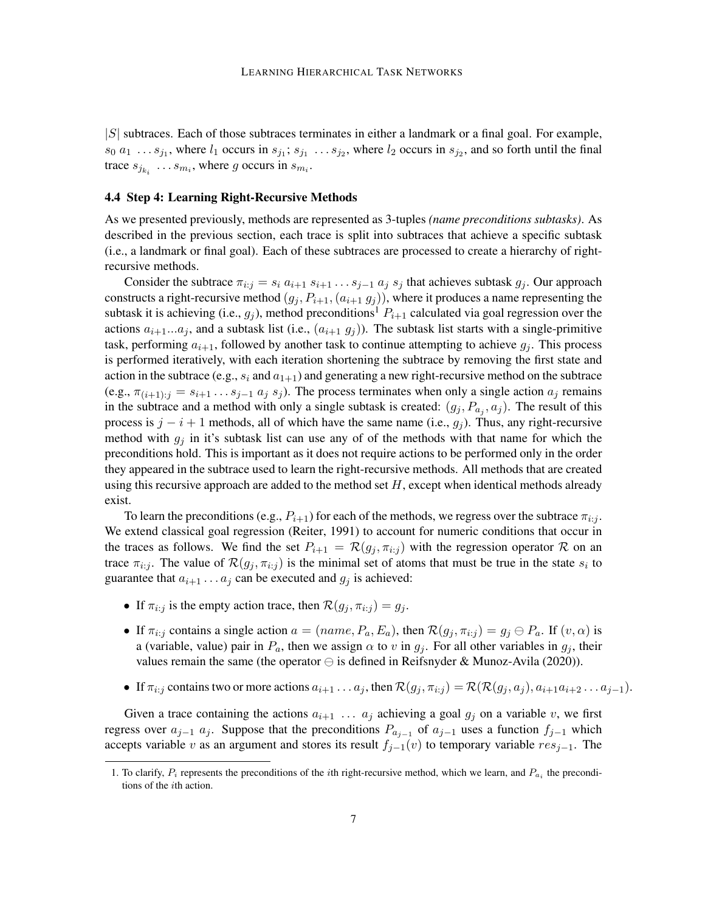$|S|$ subtraces. Each of those subtraces terminates in either a landmark or a final goal. For example, $s_0\ a_1\ \ldots s_{j_1}$, where $l_1$ occurs in $s_{j_1}$; $s_{j_1}\ \ldots s_{j_2}$, where $l_2$ occurs in $s_{j_2}$, and so forth until the final trace $s_{j_{k_i}}\ \ldots s_{m_i}$, where $g$ occurs in $s_{m_i}$.

### 4.4 Step 4: Learning Right-Recursive Methods

As we presented previously, methods are represented as 3-tuples *(name preconditions subtasks)*. As described in the previous section, each trace is split into subtraces that achieve a specific subtask (i.e., a landmark or final goal). Each of these subtraces are processed to create a hierarchy of right-recursive methods.

Consider the subtrace $\pi_{i:j} = s_i\ a_{i+1}\ s_{i+1} \ldots s_{j-1}\ a_j\ s_j$ that achieves subtask $g_j$. Our approach constructs a right-recursive method $(g_j, P_{i+1}, (a_{i+1}\ g_j))$, where it produces a name representing the subtask it is achieving (i.e., $g_j$), method preconditions[1] $P_{i+1}$ calculated via goal regression over the actions $a_{i+1}...a_j$, and a subtask list (i.e., $(a_{i+1}\ g_j)$). The subtask list starts with a single-primitive task, performing $a_{i+1}$, followed by another task to continue attempting to achieve $g_j$. This process is performed iteratively, with each iteration shortening the subtrace by removing the first state and action in the subtrace (e.g., $s_i$ and $a_{1+1}$) and generating a new right-recursive method on the subtrace (e.g., $\pi_{(i+1):j} = s_{i+1} \ldots s_{j-1}\ a_j\ s_j$). The process terminates when only a single action $a_j$ remains in the subtrace and a method with only a single subtask is created: $(g_j, P_{a_j}, a_j)$. The result of this process is $j - i + 1$ methods, all of which have the same name (i.e., $g_j$). Thus, any right-recursive method with $g_j$ in it's subtask list can use any of of the methods with that name for which the preconditions hold. This is important as it does not require actions to be performed only in the order they appeared in the subtrace used to learn the right-recursive methods. All methods that are created using this recursive approach are added to the method set $H$, except when identical methods already exist.

To learn the preconditions (e.g., $P_{i+1}$) for each of the methods, we regress over the subtrace $\pi_{i:j}$. We extend classical goal regression (Reiter, 1991) to account for numeric conditions that occur in the traces as follows. We find the set $P_{i+1} = \mathcal{R}(g_j, \pi_{i:j})$ with the regression operator $\mathcal{R}$ on an trace $\pi_{i:j}$. The value of $\mathcal{R}(g_j, \pi_{i:j})$ is the minimal set of atoms that must be true in the state $s_i$ to guarantee that $a_{i+1} \ldots a_j$ can be executed and $g_j$ is achieved:

- If $\pi_{i:j}$ is the empty action trace, then $\mathcal{R}(g_j, \pi_{i:j}) = g_j$.
- If $\pi_{i:j}$ contains a single action $a = (name, P_a, E_a)$, then $\mathcal{R}(g_j, \pi_{i:j}) = g_j \ominus P_a$. If $(v, \alpha)$ is a (variable, value) pair in $P_a$, then we assign $\alpha$ to $v$ in $g_j$. For all other variables in $g_j$, their values remain the same (the operator $\ominus$ is defined in Reifsnyder & Munoz-Avila (2020)).
- If $\pi_{i:j}$ contains two or more actions $a_{i+1} \ldots a_j$, then $\mathcal{R}(g_j, \pi_{i:j}) = \mathcal{R}(\mathcal{R}(g_j, a_j), a_{i+1}a_{i+2} \ldots a_{j-1})$.

Given a trace containing the actions $a_{i+1}\ \ldots\ a_j$ achieving a goal $g_j$ on a variable $v$, we first regress over $a_{j-1}\ a_j$. Suppose that the preconditions $P_{a_{j-1}}$ of $a_{j-1}$ uses a function $f_{j-1}$ which accepts variable $v$ as an argument and stores its result $f_{j-1}(v)$ to temporary variable $res_{j-1}$. The

1. To clarify, $P_i$ represents the preconditions of the $i$th right-recursive method, which we learn, and $P_{a_i}$ the preconditions of the $i$th action.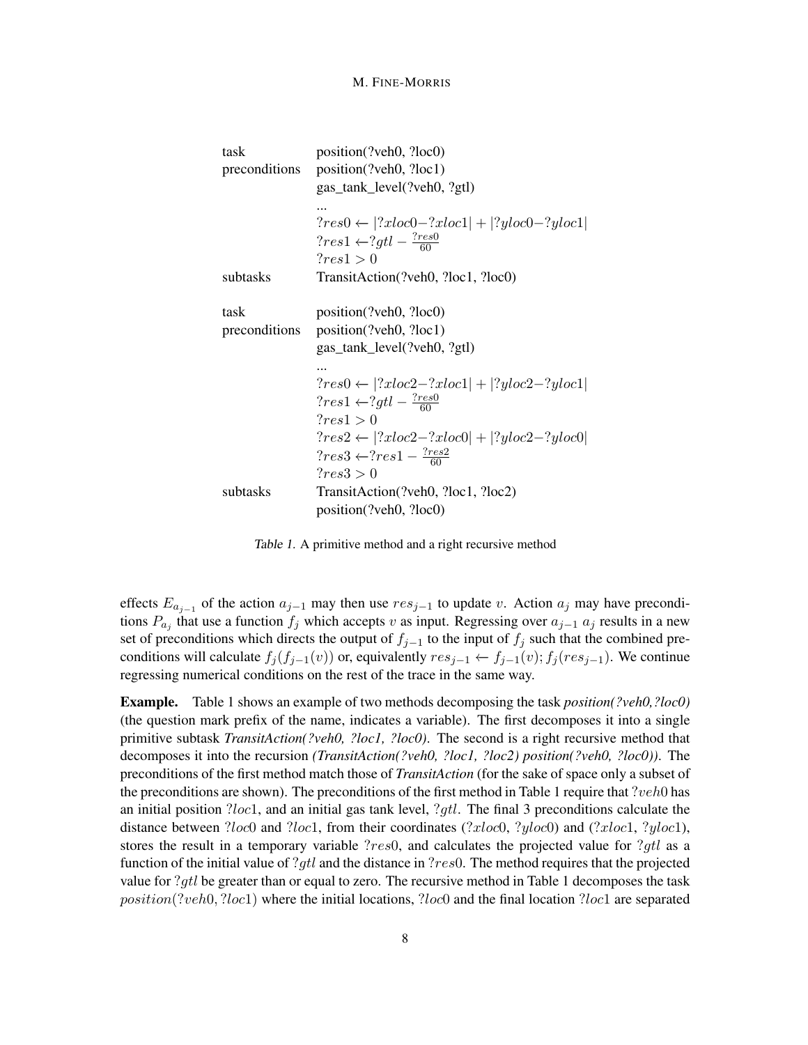| | |
|---|---|
| task | position(?veh0, ?loc0) |
| preconditions | position(?veh0, ?loc1) |
| | gas_tank_level(?veh0, ?gtl) |
| | ... |
| | $?res0 \leftarrow \lvert ?xloc0 - ?xloc1 \rvert + \lvert ?yloc0 - ?yloc1 \rvert$ |
| | $?res1 \leftarrow ?gtl - \frac{?res0}{60}$ |
| | $?res1 > 0$ |
| subtasks | TransitAction(?veh0, ?loc1, ?loc0) |
| | |
| task | position(?veh0, ?loc0) |
| preconditions | position(?veh0, ?loc1) |
| | gas_tank_level(?veh0, ?gtl) |
| | ... |
| | $?res0 \leftarrow \lvert ?xloc2 - ?xloc1 \rvert + \lvert ?yloc2 - ?yloc1 \rvert$ |
| | $?res1 \leftarrow ?gtl - \frac{?res0}{60}$ |
| | $?res1 > 0$ |
| | $?res2 \leftarrow \lvert ?xloc2 - ?xloc0 \rvert + \lvert ?yloc2 - ?yloc0 \rvert$ |
| | $?res3 \leftarrow ?res1 - \frac{?res2}{60}$ |
| | $?res3 > 0$ |
| subtasks | TransitAction(?veh0, ?loc1, ?loc2) |
| | position(?veh0, ?loc0) |

*Table 1.* A primitive method and a right recursive method

effects $E_{a_{j-1}}$ of the action $a_{j-1}$ may then use $res_{j-1}$ to update $v$. Action $a_j$ may have preconditions $P_{a_j}$ that use a function $f_j$ which accepts $v$ as input. Regressing over $a_{j-1}$ $a_j$ results in a new set of preconditions which directs the output of $f_{j-1}$ to the input of $f_j$ such that the combined preconditions will calculate $f_j(f_{j-1}(v))$ or, equivalently $res_{j-1} \leftarrow f_{j-1}(v); f_j(res_{j-1})$. We continue regressing numerical conditions on the rest of the trace in the same way.

**Example.** Table 1 shows an example of two methods decomposing the task ***position(?veh0,?loc0)*** (the question mark prefix of the name, indicates a variable). The first decomposes it into a single primitive subtask ***TransitAction(?veh0, ?loc1, ?loc0)***. The second is a right recursive method that decomposes it into the recursion ***(TransitAction(?veh0, ?loc1, ?loc2) position(?veh0, ?loc0))***. The preconditions of the first method match those of ***TransitAction*** (for the sake of space only a subset of the preconditions are shown). The preconditions of the first method in Table 1 require that $?veh0$ has an initial position $?loc1$, and an initial gas tank level, $?gtl$. The final 3 preconditions calculate the distance between $?loc0$ and $?loc1$, from their coordinates ($?xloc0$, $?yloc0$) and ($?xloc1$, $?yloc1$), stores the result in a temporary variable $?res0$, and calculates the projected value for $?gtl$ as a function of the initial value of $?gtl$ and the distance in $?res0$. The method requires that the projected value for $?gtl$ be greater than or equal to zero. The recursive method in Table 1 decomposes the task $position(?veh0, ?loc1)$ where the initial locations, $?loc0$ and the final location $?loc1$ are separated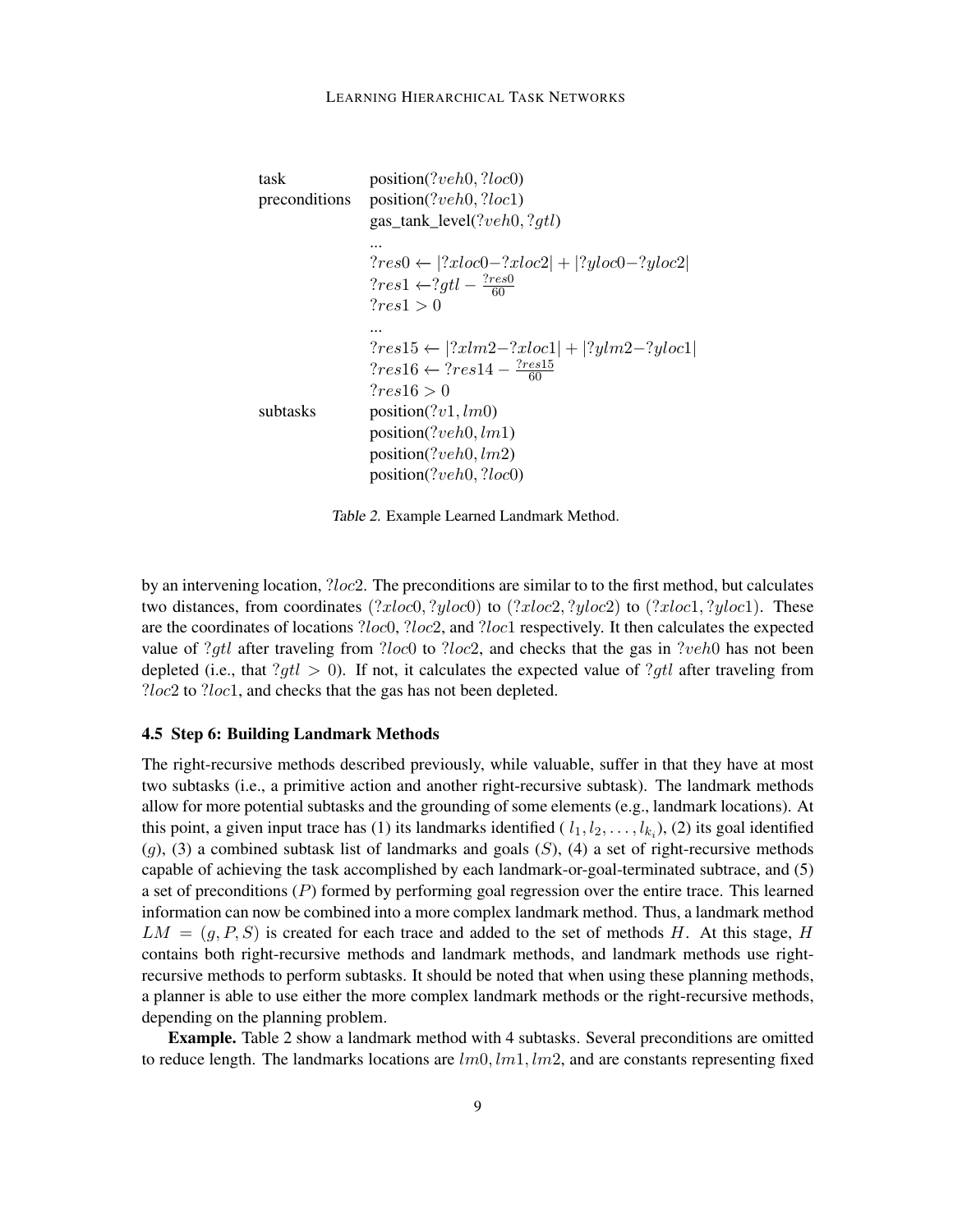| | |
|---|---|
| task | position($?veh0, ?loc0$) |
| preconditions | position($?veh0, ?loc1$) |
| | gas_tank_level($?veh0, ?gtl$) |
| | ... |
| | $?res0 \leftarrow \|?xloc0 - ?xloc2\| + \|?yloc0 - ?yloc2\|$ |
| | $?res1 \leftarrow ?gtl - \frac{?res0}{60}$ |
| | $?res1 > 0$ |
| | ... |
| | $?res15 \leftarrow \|?xlm2 - ?xloc1\| + \|?ylm2 - ?yloc1\|$ |
| | $?res16 \leftarrow ?res14 - \frac{?res15}{60}$ |
| | $?res16 > 0$ |
| subtasks | position($?v1, lm0$) |
| | position($?veh0, lm1$) |
| | position($?veh0, lm2$) |
| | position($?veh0, ?loc0$) |

*Table 2.* Example Learned Landmark Method.

by an intervening location, $?loc2$. The preconditions are similar to to the first method, but calculates two distances, from coordinates $(?xloc0, ?yloc0)$ to $(?xloc2, ?yloc2)$ to $(?xloc1, ?yloc1)$. These are the coordinates of locations $?loc0$, $?loc2$, and $?loc1$ respectively. It then calculates the expected value of $?gtl$ after traveling from $?loc0$ to $?loc2$, and checks that the gas in $?veh0$ has not been depleted (i.e., that $?gtl > 0$). If not, it calculates the expected value of $?gtl$ after traveling from $?loc2$ to $?loc1$, and checks that the gas has not been depleted.

### 4.5 Step 6: Building Landmark Methods

The right-recursive methods described previously, while valuable, suffer in that they have at most two subtasks (i.e., a primitive action and another right-recursive subtask). The landmark methods allow for more potential subtasks and the grounding of some elements (e.g., landmark locations). At this point, a given input trace has (1) its landmarks identified ( $l_1, l_2, \ldots, l_{k_i}$), (2) its goal identified ($g$), (3) a combined subtask list of landmarks and goals ($S$), (4) a set of right-recursive methods capable of achieving the task accomplished by each landmark-or-goal-terminated subtrace, and (5) a set of preconditions ($P$) formed by performing goal regression over the entire trace. This learned information can now be combined into a more complex landmark method. Thus, a landmark method $LM = (g, P, S)$ is created for each trace and added to the set of methods $H$. At this stage, $H$ contains both right-recursive methods and landmark methods, and landmark methods use right-recursive methods to perform subtasks. It should be noted that when using these planning methods, a planner is able to use either the more complex landmark methods or the right-recursive methods, depending on the planning problem.

**Example.** Table 2 show a landmark method with 4 subtasks. Several preconditions are omitted to reduce length. The landmarks locations are $lm0, lm1, lm2$, and are constants representing fixed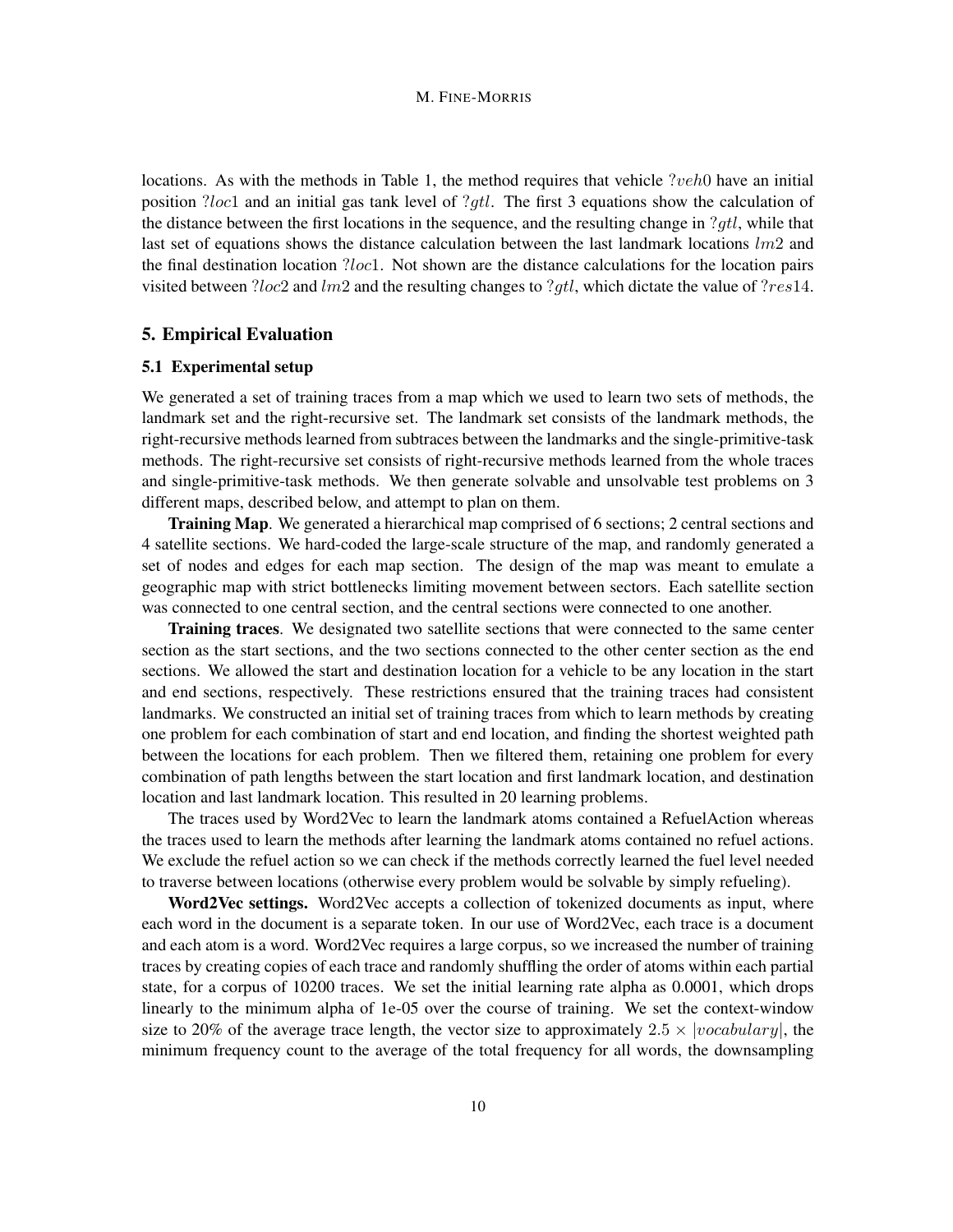locations. As with the methods in Table 1, the method requires that vehicle $?veh0$ have an initial position $?loc1$ and an initial gas tank level of $?gtl$. The first 3 equations show the calculation of the distance between the first locations in the sequence, and the resulting change in $?gtl$, while that last set of equations shows the distance calculation between the last landmark locations $lm2$ and the final destination location $?loc1$. Not shown are the distance calculations for the location pairs visited between $?loc2$ and $lm2$ and the resulting changes to $?gtl$, which dictate the value of $?res14$.

## 5. Empirical Evaluation

### 5.1 Experimental setup

We generated a set of training traces from a map which we used to learn two sets of methods, the landmark set and the right-recursive set. The landmark set consists of the landmark methods, the right-recursive methods learned from subtraces between the landmarks and the single-primitive-task methods. The right-recursive set consists of right-recursive methods learned from the whole traces and single-primitive-task methods. We then generate solvable and unsolvable test problems on 3 different maps, described below, and attempt to plan on them.

**Training Map**. We generated a hierarchical map comprised of 6 sections; 2 central sections and 4 satellite sections. We hard-coded the large-scale structure of the map, and randomly generated a set of nodes and edges for each map section. The design of the map was meant to emulate a geographic map with strict bottlenecks limiting movement between sectors. Each satellite section was connected to one central section, and the central sections were connected to one another.

**Training traces**. We designated two satellite sections that were connected to the same center section as the start sections, and the two sections connected to the other center section as the end sections. We allowed the start and destination location for a vehicle to be any location in the start and end sections, respectively. These restrictions ensured that the training traces had consistent landmarks. We constructed an initial set of training traces from which to learn methods by creating one problem for each combination of start and end location, and finding the shortest weighted path between the locations for each problem. Then we filtered them, retaining one problem for every combination of path lengths between the start location and first landmark location, and destination location and last landmark location. This resulted in 20 learning problems.

The traces used by Word2Vec to learn the landmark atoms contained a RefuelAction whereas the traces used to learn the methods after learning the landmark atoms contained no refuel actions. We exclude the refuel action so we can check if the methods correctly learned the fuel level needed to traverse between locations (otherwise every problem would be solvable by simply refueling).

**Word2Vec settings.** Word2Vec accepts a collection of tokenized documents as input, where each word in the document is a separate token. In our use of Word2Vec, each trace is a document and each atom is a word. Word2Vec requires a large corpus, so we increased the number of training traces by creating copies of each trace and randomly shuffling the order of atoms within each partial state, for a corpus of 10200 traces. We set the initial learning rate alpha as 0.0001, which drops linearly to the minimum alpha of 1e-05 over the course of training. We set the context-window size to 20% of the average trace length, the vector size to approximately $2.5 \times |vocabulary|$, the minimum frequency count to the average of the total frequency for all words, the downsampling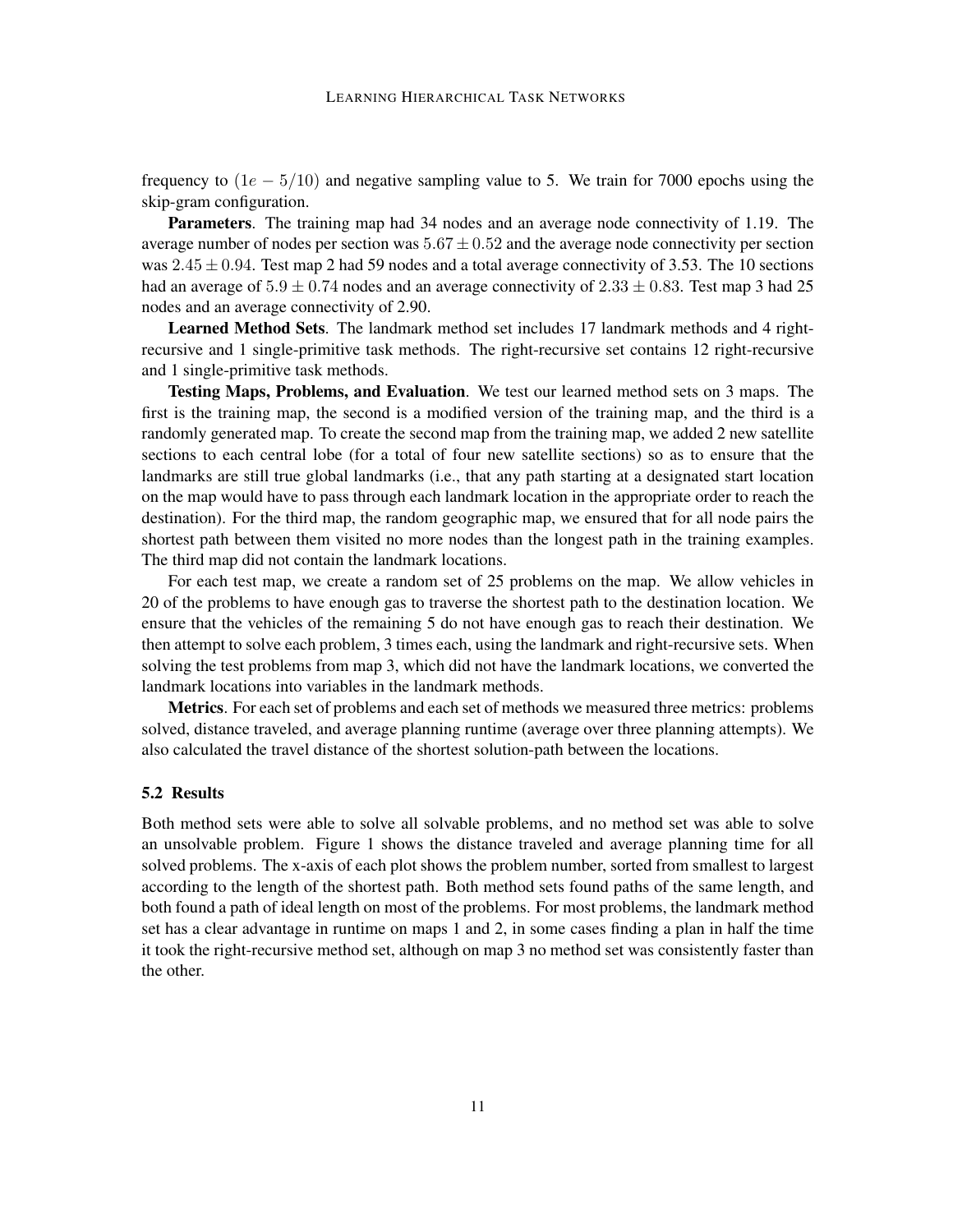frequency to $(1e-5/10)$ and negative sampling value to 5. We train for 7000 epochs using the skip-gram configuration.

**Parameters**. The training map had 34 nodes and an average node connectivity of 1.19. The average number of nodes per section was $5.67 \pm 0.52$ and the average node connectivity per section was $2.45 \pm 0.94$. Test map 2 had 59 nodes and a total average connectivity of 3.53. The 10 sections had an average of $5.9 \pm 0.74$ nodes and an average connectivity of $2.33 \pm 0.83$. Test map 3 had 25 nodes and an average connectivity of 2.90.

**Learned Method Sets**. The landmark method set includes 17 landmark methods and 4 right-recursive and 1 single-primitive task methods. The right-recursive set contains 12 right-recursive and 1 single-primitive task methods.

**Testing Maps, Problems, and Evaluation**. We test our learned method sets on 3 maps. The first is the training map, the second is a modified version of the training map, and the third is a randomly generated map. To create the second map from the training map, we added 2 new satellite sections to each central lobe (for a total of four new satellite sections) so as to ensure that the landmarks are still true global landmarks (i.e., that any path starting at a designated start location on the map would have to pass through each landmark location in the appropriate order to reach the destination). For the third map, the random geographic map, we ensured that for all node pairs the shortest path between them visited no more nodes than the longest path in the training examples. The third map did not contain the landmark locations.

For each test map, we create a random set of 25 problems on the map. We allow vehicles in 20 of the problems to have enough gas to traverse the shortest path to the destination location. We ensure that the vehicles of the remaining 5 do not have enough gas to reach their destination. We then attempt to solve each problem, 3 times each, using the landmark and right-recursive sets. When solving the test problems from map 3, which did not have the landmark locations, we converted the landmark locations into variables in the landmark methods.

**Metrics**. For each set of problems and each set of methods we measured three metrics: problems solved, distance traveled, and average planning runtime (average over three planning attempts). We also calculated the travel distance of the shortest solution-path between the locations.

### 5.2 Results

Both method sets were able to solve all solvable problems, and no method set was able to solve an unsolvable problem. Figure 1 shows the distance traveled and average planning time for all solved problems. The x-axis of each plot shows the problem number, sorted from smallest to largest according to the length of the shortest path. Both method sets found paths of the same length, and both found a path of ideal length on most of the problems. For most problems, the landmark method set has a clear advantage in runtime on maps 1 and 2, in some cases finding a plan in half the time it took the right-recursive method set, although on map 3 no method set was consistently faster than the other.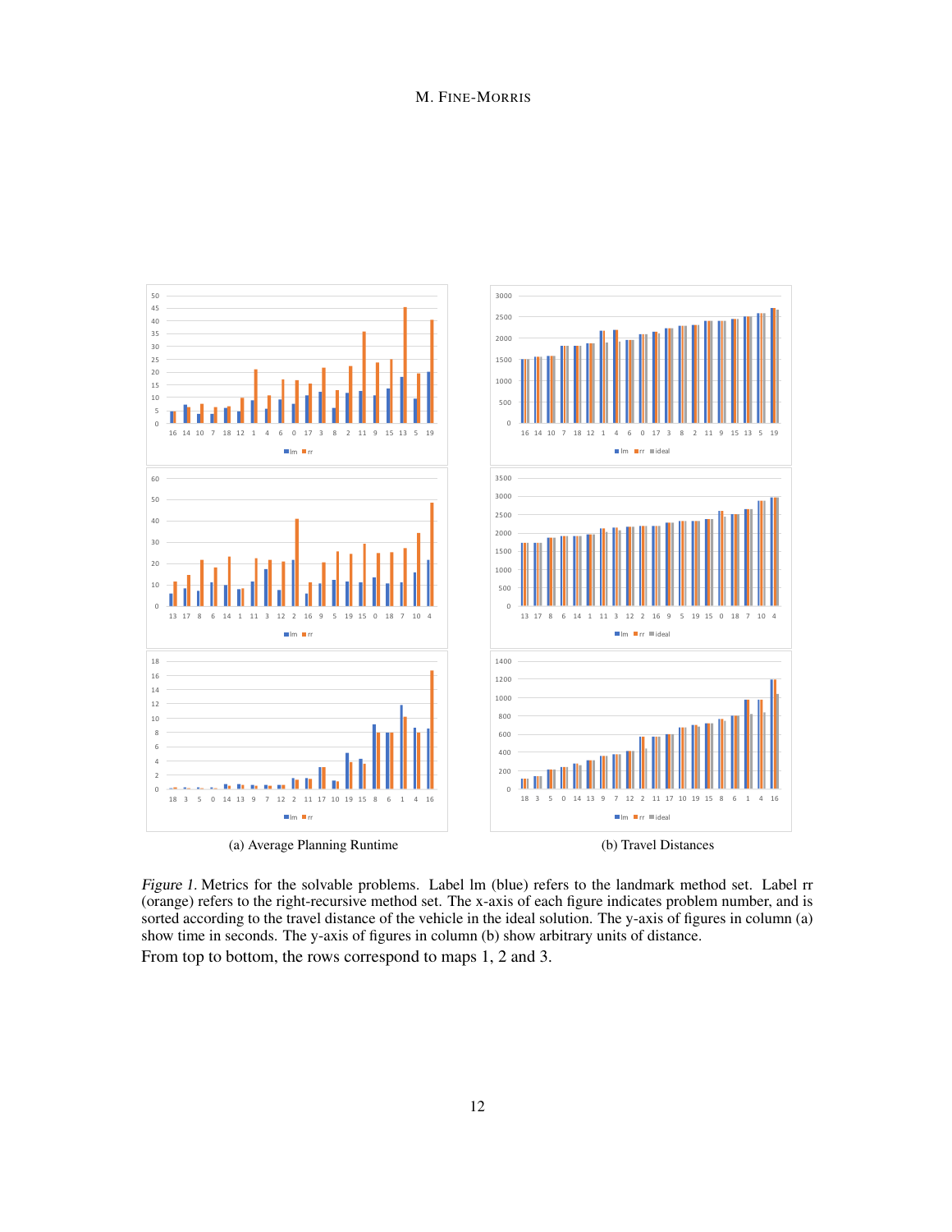(a) Average Planning Runtime

(b) Travel Distances

*Figure 1.* Metrics for the solvable problems. Label lm (blue) refers to the landmark method set. Label rr (orange) refers to the right-recursive method set. The x-axis of each figure indicates problem number, and is sorted according to the travel distance of the vehicle in the ideal solution. The y-axis of figures in column (a) show time in seconds. The y-axis of figures in column (b) show arbitrary units of distance.

From top to bottom, the rows correspond to maps 1, 2 and 3.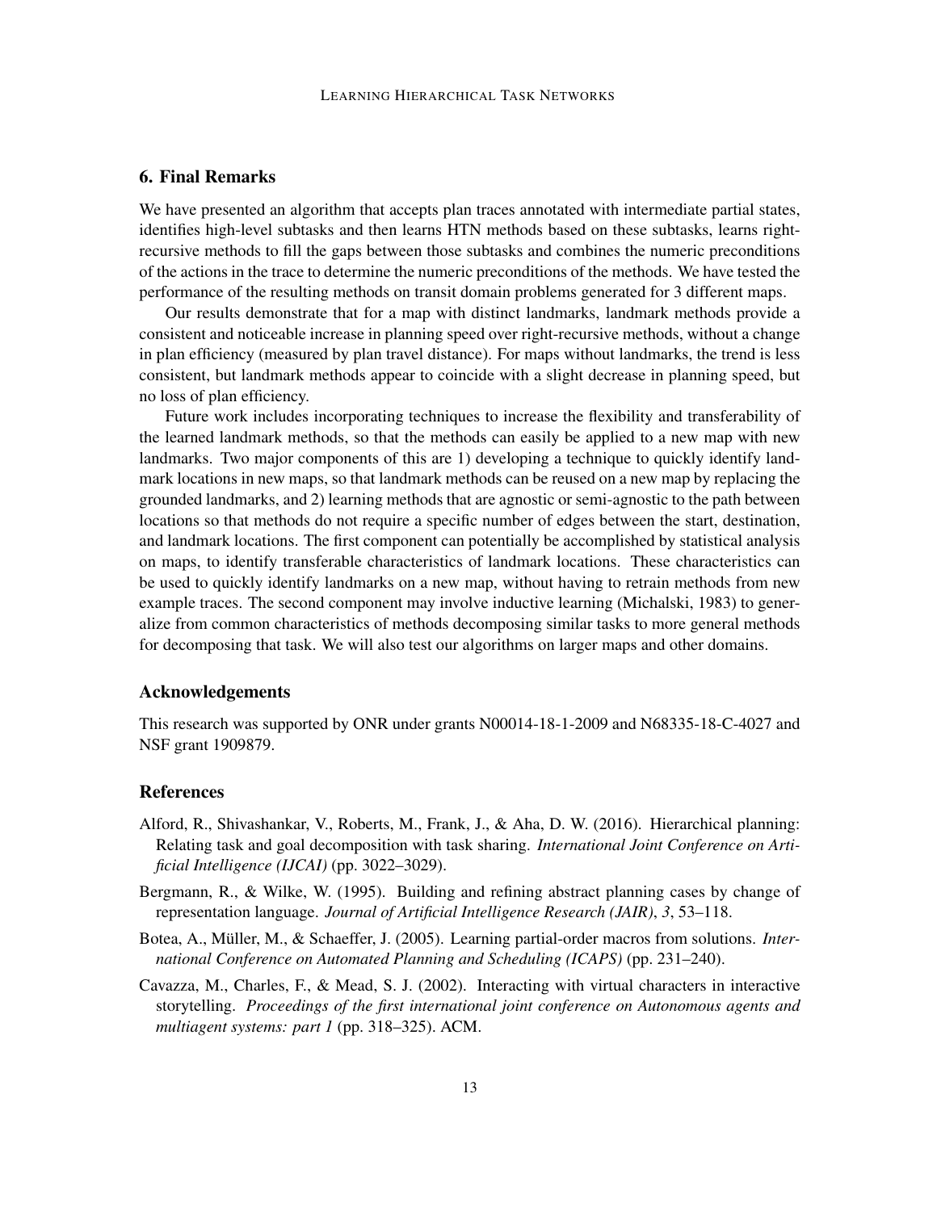## 6. Final Remarks

We have presented an algorithm that accepts plan traces annotated with intermediate partial states, identifies high-level subtasks and then learns HTN methods based on these subtasks, learns right-recursive methods to fill the gaps between those subtasks and combines the numeric preconditions of the actions in the trace to determine the numeric preconditions of the methods. We have tested the performance of the resulting methods on transit domain problems generated for 3 different maps.

Our results demonstrate that for a map with distinct landmarks, landmark methods provide a consistent and noticeable increase in planning speed over right-recursive methods, without a change in plan efficiency (measured by plan travel distance). For maps without landmarks, the trend is less consistent, but landmark methods appear to coincide with a slight decrease in planning speed, but no loss of plan efficiency.

Future work includes incorporating techniques to increase the flexibility and transferability of the learned landmark methods, so that the methods can easily be applied to a new map with new landmarks. Two major components of this are 1) developing a technique to quickly identify landmark locations in new maps, so that landmark methods can be reused on a new map by replacing the grounded landmarks, and 2) learning methods that are agnostic or semi-agnostic to the path between locations so that methods do not require a specific number of edges between the start, destination, and landmark locations. The first component can potentially be accomplished by statistical analysis on maps, to identify transferable characteristics of landmark locations. These characteristics can be used to quickly identify landmarks on a new map, without having to retrain methods from new example traces. The second component may involve inductive learning (Michalski, 1983) to generalize from common characteristics of methods decomposing similar tasks to more general methods for decomposing that task. We will also test our algorithms on larger maps and other domains.

## Acknowledgements

This research was supported by ONR under grants N00014-18-1-2009 and N68335-18-C-4027 and NSF grant 1909879.

## References

Alford, R., Shivashankar, V., Roberts, M., Frank, J., & Aha, D. W. (2016). Hierarchical planning: Relating task and goal decomposition with task sharing. *International Joint Conference on Artificial Intelligence (IJCAI)* (pp. 3022–3029).

Bergmann, R., & Wilke, W. (1995). Building and refining abstract planning cases by change of representation language. *Journal of Artificial Intelligence Research (JAIR)*, *3*, 53–118.

Botea, A., Müller, M., & Schaeffer, J. (2005). Learning partial-order macros from solutions. *International Conference on Automated Planning and Scheduling (ICAPS)* (pp. 231–240).

Cavazza, M., Charles, F., & Mead, S. J. (2002). Interacting with virtual characters in interactive storytelling. *Proceedings of the first international joint conference on Autonomous agents and multiagent systems: part 1* (pp. 318–325). ACM.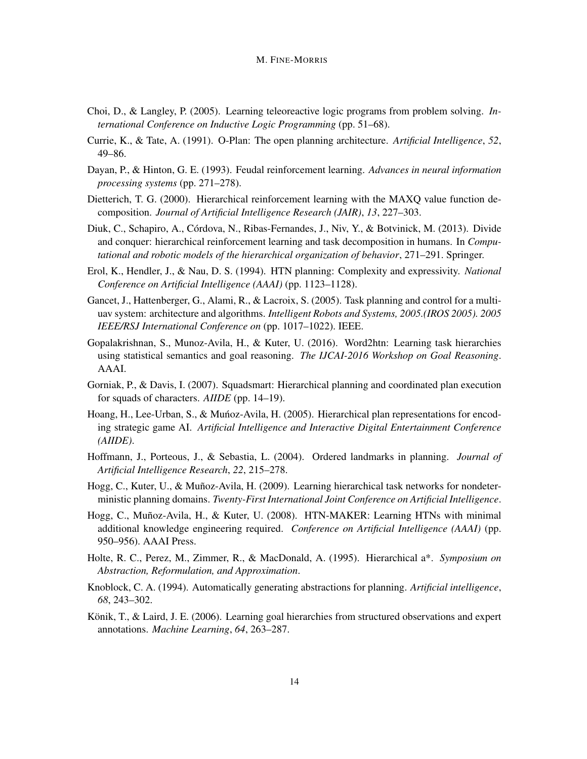Choi, D., & Langley, P. (2005). Learning teleoreactive logic programs from problem solving. *International Conference on Inductive Logic Programming* (pp. 51–68).

Currie, K., & Tate, A. (1991). O-Plan: The open planning architecture. *Artificial Intelligence*, *52*, 49–86.

Dayan, P., & Hinton, G. E. (1993). Feudal reinforcement learning. *Advances in neural information processing systems* (pp. 271–278).

Dietterich, T. G. (2000). Hierarchical reinforcement learning with the MAXQ value function decomposition. *Journal of Artificial Intelligence Research (JAIR)*, *13*, 227–303.

Diuk, C., Schapiro, A., Córdova, N., Ribas-Fernandes, J., Niv, Y., & Botvinick, M. (2013). Divide and conquer: hierarchical reinforcement learning and task decomposition in humans. In *Computational and robotic models of the hierarchical organization of behavior*, 271–291. Springer.

Erol, K., Hendler, J., & Nau, D. S. (1994). HTN planning: Complexity and expressivity. *National Conference on Artificial Intelligence (AAAI)* (pp. 1123–1128).

Gancet, J., Hattenberger, G., Alami, R., & Lacroix, S. (2005). Task planning and control for a multi-uav system: architecture and algorithms. *Intelligent Robots and Systems, 2005.(IROS 2005). 2005 IEEE/RSJ International Conference on* (pp. 1017–1022). IEEE.

Gopalakrishnan, S., Munoz-Avila, H., & Kuter, U. (2016). Word2htn: Learning task hierarchies using statistical semantics and goal reasoning. *The IJCAI-2016 Workshop on Goal Reasoning*. AAAI.

Gorniak, P., & Davis, I. (2007). Squadsmart: Hierarchical planning and coordinated plan execution for squads of characters. *AIIDE* (pp. 14–19).

Hoang, H., Lee-Urban, S., & Muńoz-Avila, H. (2005). Hierarchical plan representations for encoding strategic game AI. *Artificial Intelligence and Interactive Digital Entertainment Conference (AIIDE)*.

Hoffmann, J., Porteous, J., & Sebastia, L. (2004). Ordered landmarks in planning. *Journal of Artificial Intelligence Research*, *22*, 215–278.

Hogg, C., Kuter, U., & Muñoz-Avila, H. (2009). Learning hierarchical task networks for nondeterministic planning domains. *Twenty-First International Joint Conference on Artificial Intelligence*.

Hogg, C., Muñoz-Avila, H., & Kuter, U. (2008). HTN-MAKER: Learning HTNs with minimal additional knowledge engineering required. *Conference on Artificial Intelligence (AAAI)* (pp. 950–956). AAAI Press.

Holte, R. C., Perez, M., Zimmer, R., & MacDonald, A. (1995). Hierarchical a*. *Symposium on Abstraction, Reformulation, and Approximation*.

Knoblock, C. A. (1994). Automatically generating abstractions for planning. *Artificial intelligence*, *68*, 243–302.

Könik, T., & Laird, J. E. (2006). Learning goal hierarchies from structured observations and expert annotations. *Machine Learning*, *64*, 263–287.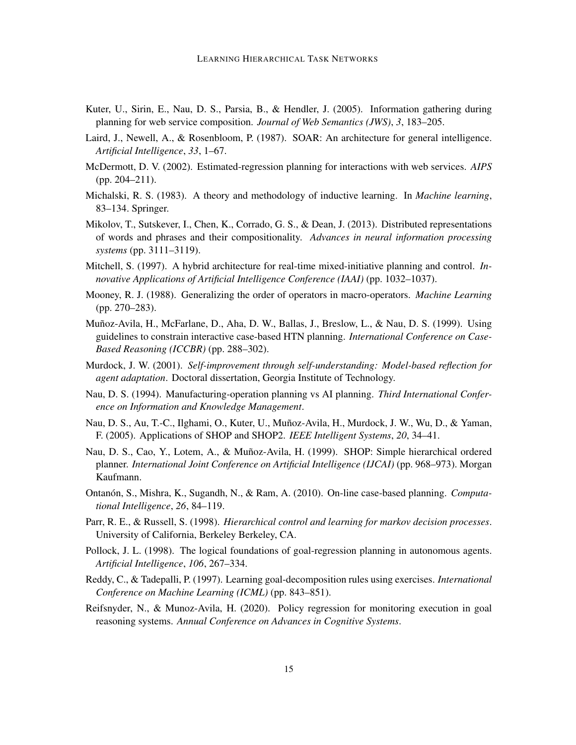Kuter, U., Sirin, E., Nau, D. S., Parsia, B., & Hendler, J. (2005). Information gathering during planning for web service composition. *Journal of Web Semantics (JWS)*, *3*, 183–205.

Laird, J., Newell, A., & Rosenbloom, P. (1987). SOAR: An architecture for general intelligence. *Artificial Intelligence*, *33*, 1–67.

McDermott, D. V. (2002). Estimated-regression planning for interactions with web services. *AIPS* (pp. 204–211).

Michalski, R. S. (1983). A theory and methodology of inductive learning. In *Machine learning*, 83–134. Springer.

Mikolov, T., Sutskever, I., Chen, K., Corrado, G. S., & Dean, J. (2013). Distributed representations of words and phrases and their compositionality. *Advances in neural information processing systems* (pp. 3111–3119).

Mitchell, S. (1997). A hybrid architecture for real-time mixed-initiative planning and control. *Innovative Applications of Artificial Intelligence Conference (IAAI)* (pp. 1032–1037).

Mooney, R. J. (1988). Generalizing the order of operators in macro-operators. *Machine Learning* (pp. 270–283).

Muñoz-Avila, H., McFarlane, D., Aha, D. W., Ballas, J., Breslow, L., & Nau, D. S. (1999). Using guidelines to constrain interactive case-based HTN planning. *International Conference on Case-Based Reasoning (ICCBR)* (pp. 288–302).

Murdock, J. W. (2001). *Self-improvement through self-understanding: Model-based reflection for agent adaptation*. Doctoral dissertation, Georgia Institute of Technology.

Nau, D. S. (1994). Manufacturing-operation planning vs AI planning. *Third International Conference on Information and Knowledge Management*.

Nau, D. S., Au, T.-C., Ilghami, O., Kuter, U., Muñoz-Avila, H., Murdock, J. W., Wu, D., & Yaman, F. (2005). Applications of SHOP and SHOP2. *IEEE Intelligent Systems*, *20*, 34–41.

Nau, D. S., Cao, Y., Lotem, A., & Muñoz-Avila, H. (1999). SHOP: Simple hierarchical ordered planner. *International Joint Conference on Artificial Intelligence (IJCAI)* (pp. 968–973). Morgan Kaufmann.

Ontanón, S., Mishra, K., Sugandh, N., & Ram, A. (2010). On-line case-based planning. *Computational Intelligence*, *26*, 84–119.

Parr, R. E., & Russell, S. (1998). *Hierarchical control and learning for markov decision processes*. University of California, Berkeley Berkeley, CA.

Pollock, J. L. (1998). The logical foundations of goal-regression planning in autonomous agents. *Artificial Intelligence*, *106*, 267–334.

Reddy, C., & Tadepalli, P. (1997). Learning goal-decomposition rules using exercises. *International Conference on Machine Learning (ICML)* (pp. 843–851).

Reifsnyder, N., & Munoz-Avila, H. (2020). Policy regression for monitoring execution in goal reasoning systems. *Annual Conference on Advances in Cognitive Systems*.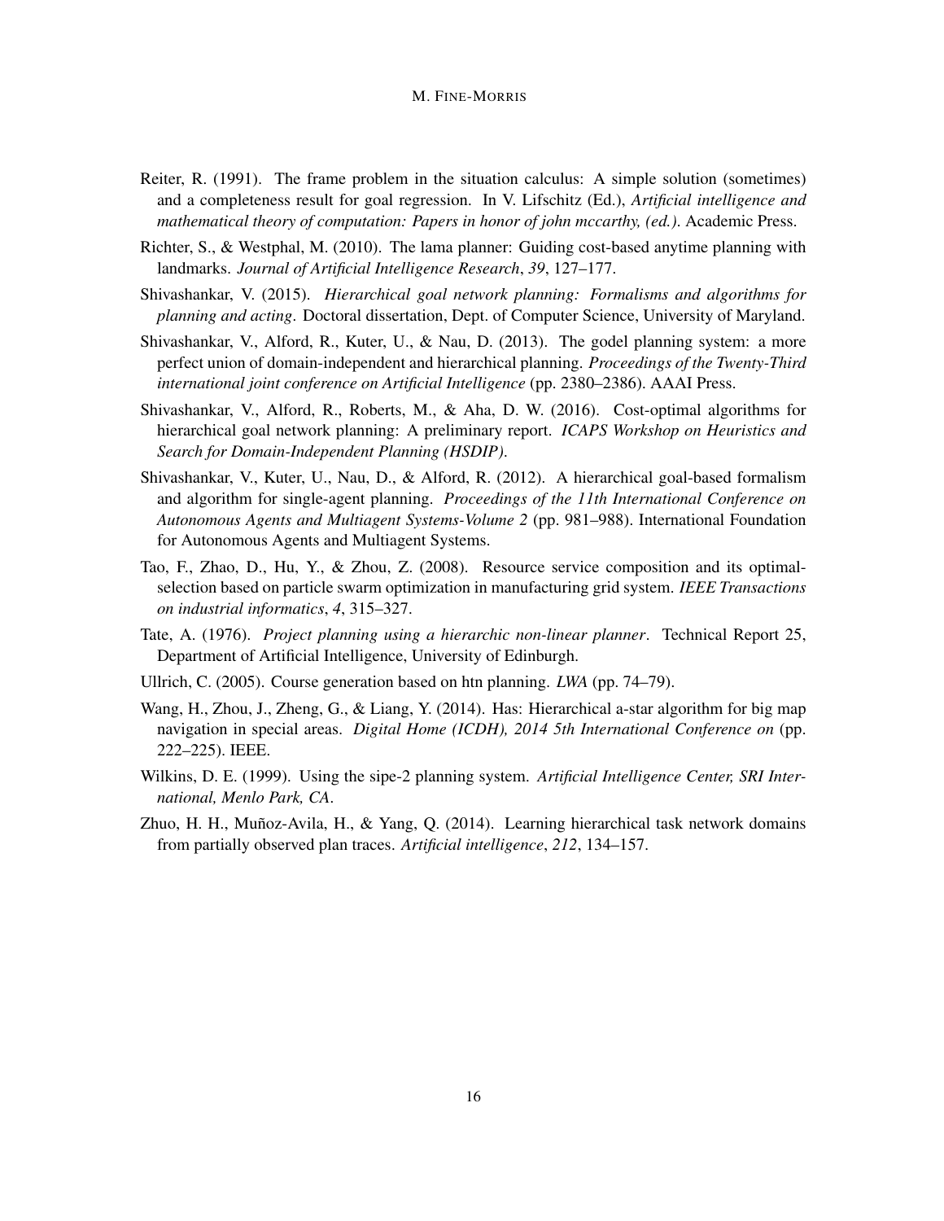Reiter, R. (1991). The frame problem in the situation calculus: A simple solution (sometimes) and a completeness result for goal regression. In V. Lifschitz (Ed.), *Artificial intelligence and mathematical theory of computation: Papers in honor of john mccarthy, (ed.)*. Academic Press.

Richter, S., & Westphal, M. (2010). The lama planner: Guiding cost-based anytime planning with landmarks. *Journal of Artificial Intelligence Research*, *39*, 127–177.

Shivashankar, V. (2015). *Hierarchical goal network planning: Formalisms and algorithms for planning and acting*. Doctoral dissertation, Dept. of Computer Science, University of Maryland.

Shivashankar, V., Alford, R., Kuter, U., & Nau, D. (2013). The godel planning system: a more perfect union of domain-independent and hierarchical planning. *Proceedings of the Twenty-Third international joint conference on Artificial Intelligence* (pp. 2380–2386). AAAI Press.

Shivashankar, V., Alford, R., Roberts, M., & Aha, D. W. (2016). Cost-optimal algorithms for hierarchical goal network planning: A preliminary report. *ICAPS Workshop on Heuristics and Search for Domain-Independent Planning (HSDIP)*.

Shivashankar, V., Kuter, U., Nau, D., & Alford, R. (2012). A hierarchical goal-based formalism and algorithm for single-agent planning. *Proceedings of the 11th International Conference on Autonomous Agents and Multiagent Systems-Volume 2* (pp. 981–988). International Foundation for Autonomous Agents and Multiagent Systems.

Tao, F., Zhao, D., Hu, Y., & Zhou, Z. (2008). Resource service composition and its optimal-selection based on particle swarm optimization in manufacturing grid system. *IEEE Transactions on industrial informatics*, *4*, 315–327.

Tate, A. (1976). *Project planning using a hierarchic non-linear planner*. Technical Report 25, Department of Artificial Intelligence, University of Edinburgh.

Ullrich, C. (2005). Course generation based on htn planning. *LWA* (pp. 74–79).

Wang, H., Zhou, J., Zheng, G., & Liang, Y. (2014). Has: Hierarchical a-star algorithm for big map navigation in special areas. *Digital Home (ICDH), 2014 5th International Conference on* (pp. 222–225). IEEE.

Wilkins, D. E. (1999). Using the sipe-2 planning system. *Artificial Intelligence Center, SRI International, Menlo Park, CA*.

Zhuo, H. H., Muñoz-Avila, H., & Yang, Q. (2014). Learning hierarchical task network domains from partially observed plan traces. *Artificial intelligence*, *212*, 134–157.